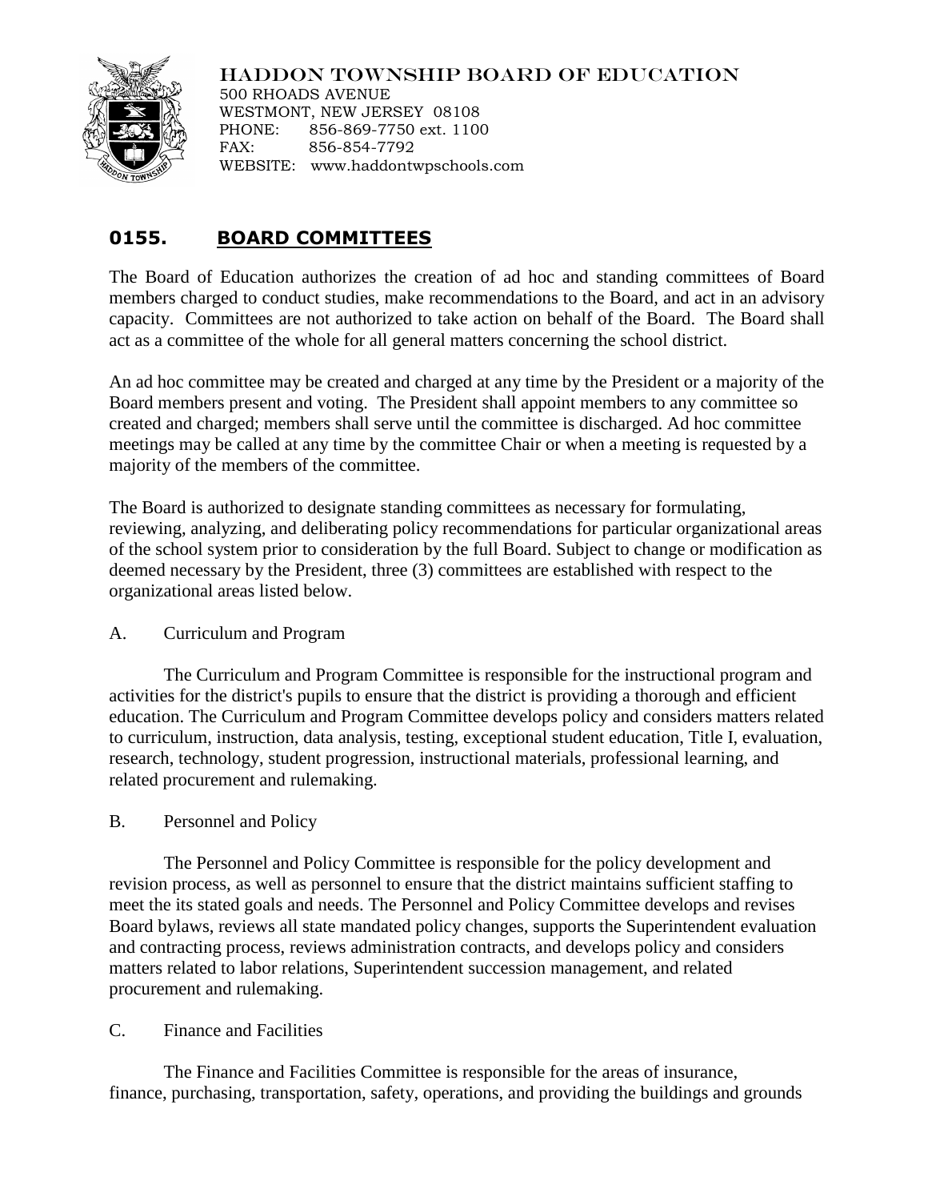HADDON TOWNSHIP BOARD OF EDUCATION
500 RHOADS AVENUE
WESTMONT, NEW JERSEY 08108
PHONE: 856-869-7750 ext. 1100
FAX: 856-854-7792
WEBSITE: www.haddontwpschools.com

## 0155. BOARD COMMITTEES

The Board of Education authorizes the creation of ad hoc and standing committees of Board members charged to conduct studies, make recommendations to the Board, and act in an advisory capacity. Committees are not authorized to take action on behalf of the Board. The Board shall act as a committee of the whole for all general matters concerning the school district.

An ad hoc committee may be created and charged at any time by the President or a majority of the Board members present and voting. The President shall appoint members to any committee so created and charged; members shall serve until the committee is discharged. Ad hoc committee meetings may be called at any time by the committee Chair or when a meeting is requested by a majority of the members of the committee.

The Board is authorized to designate standing committees as necessary for formulating, reviewing, analyzing, and deliberating policy recommendations for particular organizational areas of the school system prior to consideration by the full Board. Subject to change or modification as deemed necessary by the President, three (3) committees are established with respect to the organizational areas listed below.

A. Curriculum and Program

The Curriculum and Program Committee is responsible for the instructional program and activities for the district's pupils to ensure that the district is providing a thorough and efficient education. The Curriculum and Program Committee develops policy and considers matters related to curriculum, instruction, data analysis, testing, exceptional student education, Title I, evaluation, research, technology, student progression, instructional materials, professional learning, and related procurement and rulemaking.

B. Personnel and Policy

The Personnel and Policy Committee is responsible for the policy development and revision process, as well as personnel to ensure that the district maintains sufficient staffing to meet the its stated goals and needs. The Personnel and Policy Committee develops and revises Board bylaws, reviews all state mandated policy changes, supports the Superintendent evaluation and contracting process, reviews administration contracts, and develops policy and considers matters related to labor relations, Superintendent succession management, and related procurement and rulemaking.

C. Finance and Facilities

The Finance and Facilities Committee is responsible for the areas of insurance, finance, purchasing, transportation, safety, operations, and providing the buildings and grounds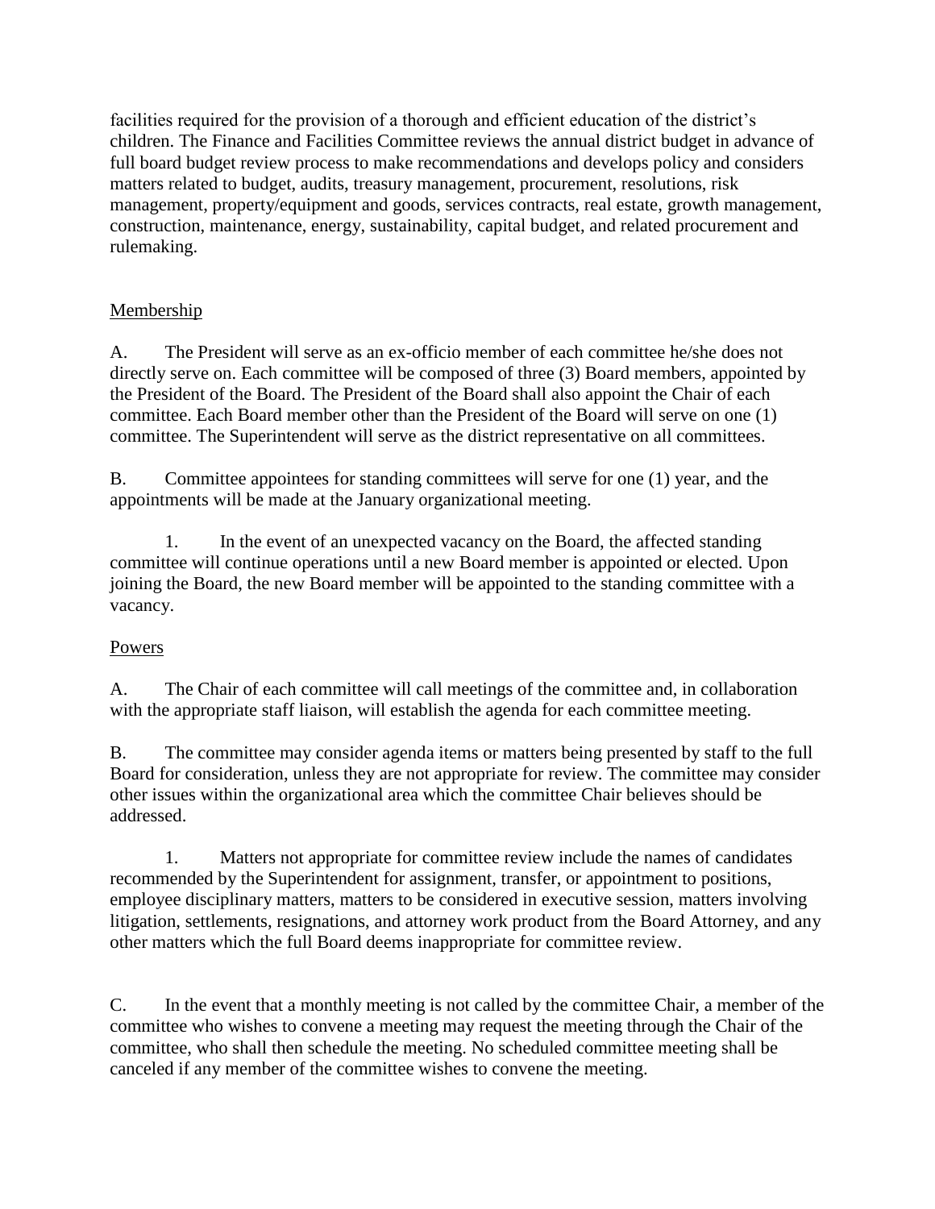facilities required for the provision of a thorough and efficient education of the district's children. The Finance and Facilities Committee reviews the annual district budget in advance of full board budget review process to make recommendations and develops policy and considers matters related to budget, audits, treasury management, procurement, resolutions, risk management, property/equipment and goods, services contracts, real estate, growth management, construction, maintenance, energy, sustainability, capital budget, and related procurement and rulemaking.

## Membership

A. The President will serve as an ex-officio member of each committee he/she does not directly serve on. Each committee will be composed of three (3) Board members, appointed by the President of the Board. The President of the Board shall also appoint the Chair of each committee. Each Board member other than the President of the Board will serve on one (1) committee. The Superintendent will serve as the district representative on all committees.

B. Committee appointees for standing committees will serve for one (1) year, and the appointments will be made at the January organizational meeting.

1. In the event of an unexpected vacancy on the Board, the affected standing committee will continue operations until a new Board member is appointed or elected. Upon joining the Board, the new Board member will be appointed to the standing committee with a vacancy.

## Powers

A. The Chair of each committee will call meetings of the committee and, in collaboration with the appropriate staff liaison, will establish the agenda for each committee meeting.

B. The committee may consider agenda items or matters being presented by staff to the full Board for consideration, unless they are not appropriate for review. The committee may consider other issues within the organizational area which the committee Chair believes should be addressed.

1. Matters not appropriate for committee review include the names of candidates recommended by the Superintendent for assignment, transfer, or appointment to positions, employee disciplinary matters, matters to be considered in executive session, matters involving litigation, settlements, resignations, and attorney work product from the Board Attorney, and any other matters which the full Board deems inappropriate for committee review.

C. In the event that a monthly meeting is not called by the committee Chair, a member of the committee who wishes to convene a meeting may request the meeting through the Chair of the committee, who shall then schedule the meeting. No scheduled committee meeting shall be canceled if any member of the committee wishes to convene the meeting.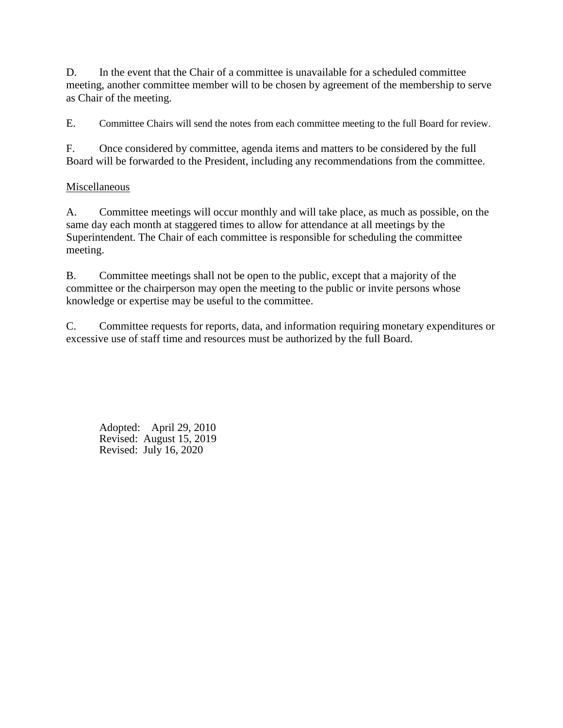D. In the event that the Chair of a committee is unavailable for a scheduled committee meeting, another committee member will to be chosen by agreement of the membership to serve as Chair of the meeting.

E. Committee Chairs will send the notes from each committee meeting to the full Board for review.

F. Once considered by committee, agenda items and matters to be considered by the full Board will be forwarded to the President, including any recommendations from the committee.

<u>Miscellaneous</u>

A. Committee meetings will occur monthly and will take place, as much as possible, on the same day each month at staggered times to allow for attendance at all meetings by the Superintendent. The Chair of each committee is responsible for scheduling the committee meeting.

B. Committee meetings shall not be open to the public, except that a majority of the committee or the chairperson may open the meeting to the public or invite persons whose knowledge or expertise may be useful to the committee.

C. Committee requests for reports, data, and information requiring monetary expenditures or excessive use of staff time and resources must be authorized by the full Board.

Adopted: April 29, 2010
Revised: August 15, 2019
Revised: July 16, 2020